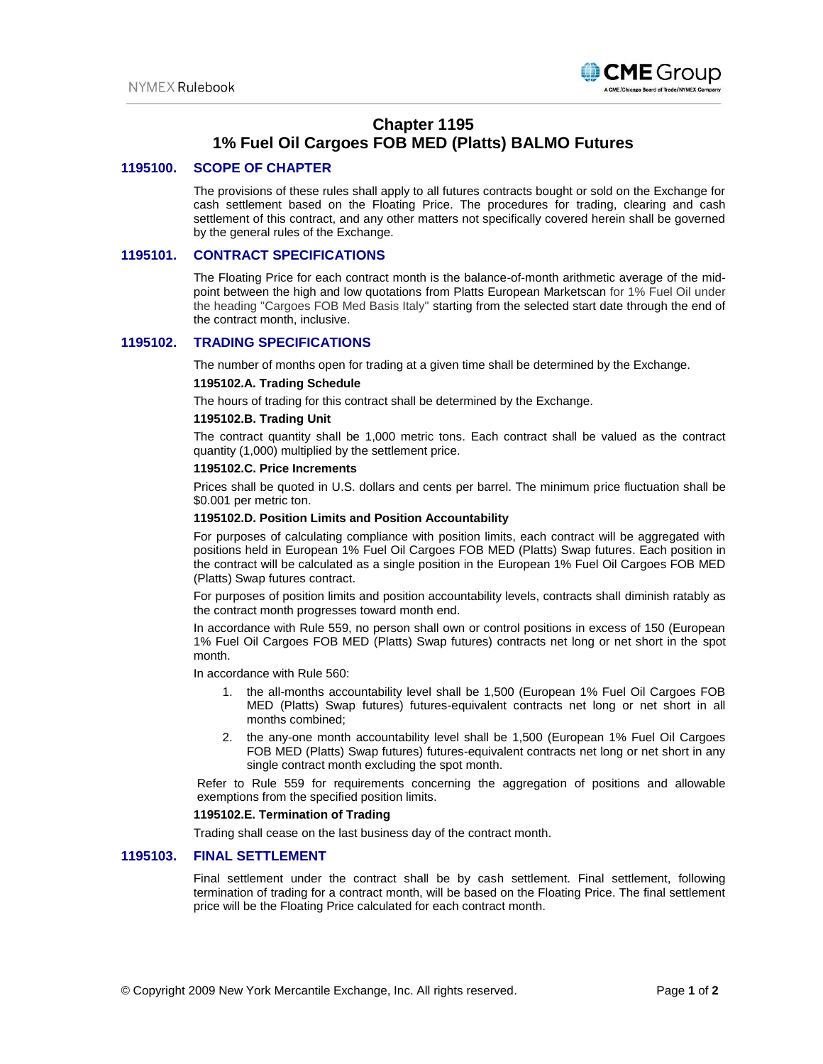# Chapter 1195
# 1% Fuel Oil Cargoes FOB MED (Platts) BALMO Futures

## 1195100. SCOPE OF CHAPTER

The provisions of these rules shall apply to all futures contracts bought or sold on the Exchange for cash settlement based on the Floating Price. The procedures for trading, clearing and cash settlement of this contract, and any other matters not specifically covered herein shall be governed by the general rules of the Exchange.

## 1195101. CONTRACT SPECIFICATIONS

The Floating Price for each contract month is the balance-of-month arithmetic average of the mid-point between the high and low quotations from Platts European Marketscan for 1% Fuel Oil under the heading "Cargoes FOB Med Basis Italy" starting from the selected start date through the end of the contract month, inclusive.

## 1195102. TRADING SPECIFICATIONS

The number of months open for trading at a given time shall be determined by the Exchange.

### 1195102.A. Trading Schedule

The hours of trading for this contract shall be determined by the Exchange.

### 1195102.B. Trading Unit

The contract quantity shall be 1,000 metric tons. Each contract shall be valued as the contract quantity (1,000) multiplied by the settlement price.

### 1195102.C. Price Increments

Prices shall be quoted in U.S. dollars and cents per barrel. The minimum price fluctuation shall be $0.001 per metric ton.

### 1195102.D. Position Limits and Position Accountability

For purposes of calculating compliance with position limits, each contract will be aggregated with positions held in European 1% Fuel Oil Cargoes FOB MED (Platts) Swap futures. Each position in the contract will be calculated as a single position in the European 1% Fuel Oil Cargoes FOB MED (Platts) Swap futures contract.

For purposes of position limits and position accountability levels, contracts shall diminish ratably as the contract month progresses toward month end.

In accordance with Rule 559, no person shall own or control positions in excess of 150 (European 1% Fuel Oil Cargoes FOB MED (Platts) Swap futures) contracts net long or net short in the spot month.

In accordance with Rule 560:

1. the all-months accountability level shall be 1,500 (European 1% Fuel Oil Cargoes FOB MED (Platts) Swap futures) futures-equivalent contracts net long or net short in all months combined;
2. the any-one month accountability level shall be 1,500 (European 1% Fuel Oil Cargoes FOB MED (Platts) Swap futures) futures-equivalent contracts net long or net short in any single contract month excluding the spot month.

Refer to Rule 559 for requirements concerning the aggregation of positions and allowable exemptions from the specified position limits.

### 1195102.E. Termination of Trading

Trading shall cease on the last business day of the contract month.

## 1195103. FINAL SETTLEMENT

Final settlement under the contract shall be by cash settlement. Final settlement, following termination of trading for a contract month, will be based on the Floating Price. The final settlement price will be the Floating Price calculated for each contract month.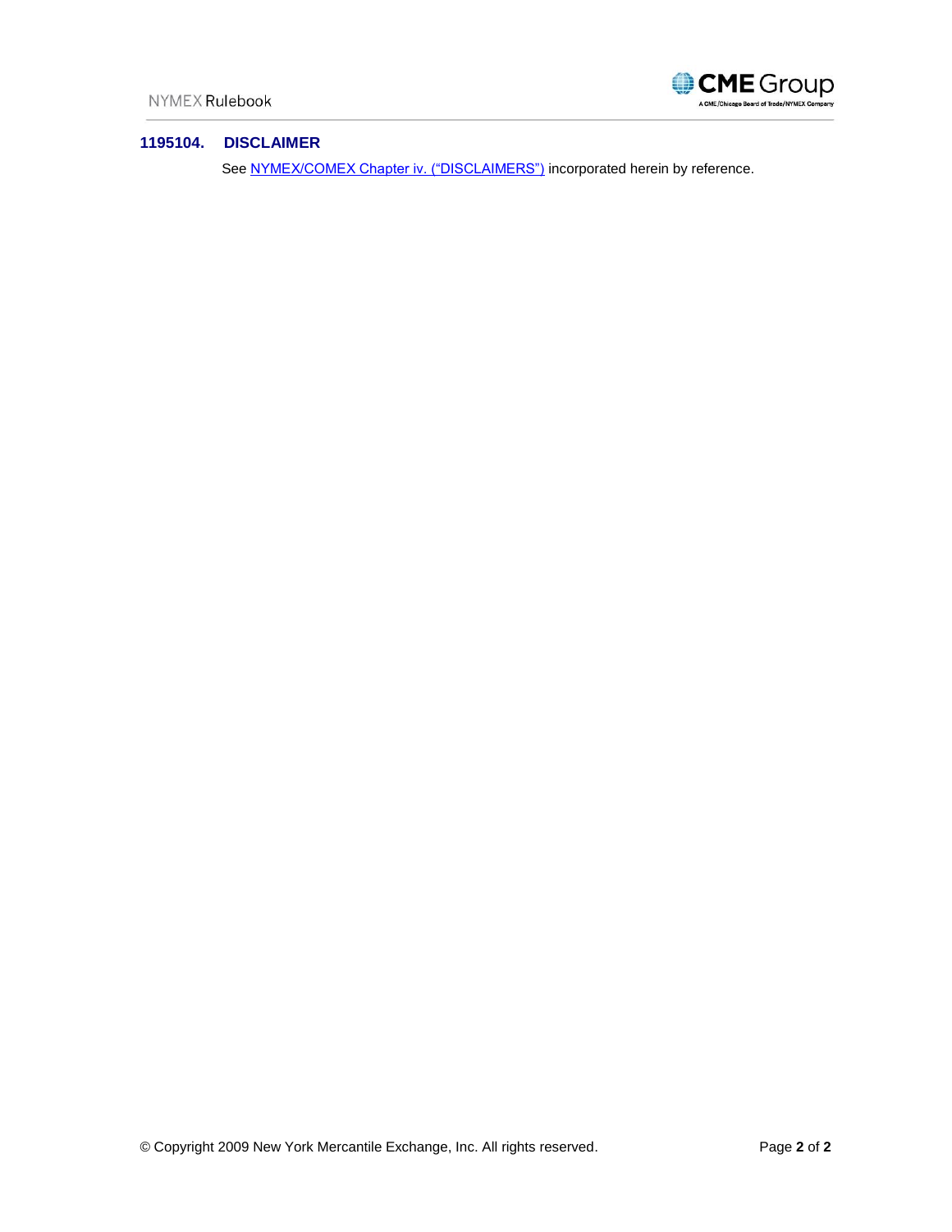## 1195104. DISCLAIMER

See NYMEX/COMEX Chapter iv. ("DISCLAIMERS") incorporated herein by reference.